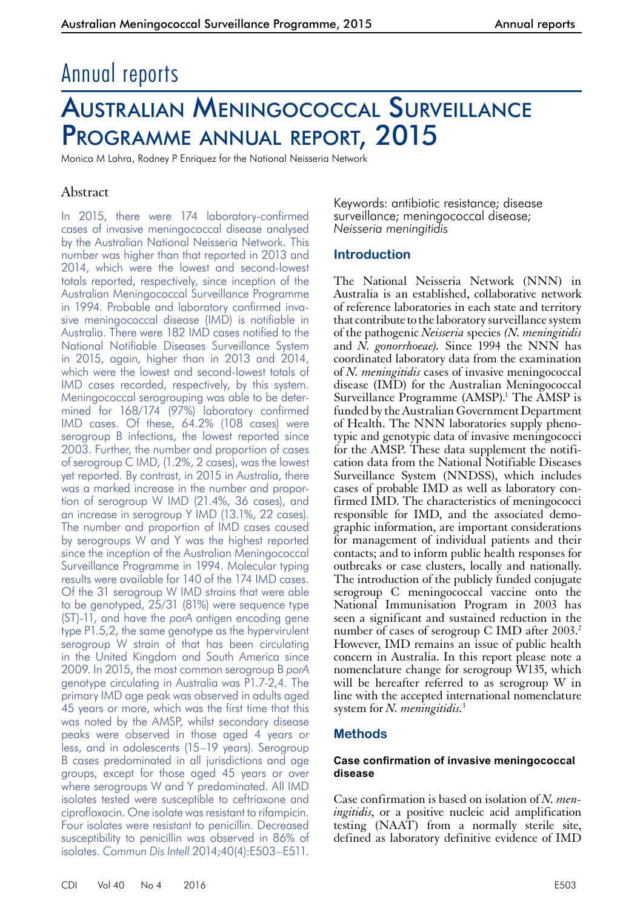# Annual reports

# Australian Meningococcal Surveillance Programme annual report, 2015

Monica M Lahra, Rodney P Enriquez for the National Neisseria Network

## Abstract

In 2015, there were 174 laboratory-confirmed cases of invasive meningococcal disease analysed by the Australian National Neisseria Network. This number was higher than that reported in 2013 and 2014, which were the lowest and second-lowest totals reported, respectively, since inception of the Australian Meningococcal Surveillance Programme in 1994. Probable and laboratory confirmed invasive meningococcal disease (IMD) is notifiable in Australia. There were 182 IMD cases notified to the National Notifiable Diseases Surveillance System in 2015, again, higher than in 2013 and 2014, which were the lowest and second-lowest totals of IMD cases recorded, respectively, by this system. Meningococcal serogrouping was able to be determined for 168/174 (97%) laboratory confirmed IMD cases. Of these, 64.2% (108 cases) were serogroup B infections, the lowest reported since 2003. Further, the number and proportion of cases of serogroup C IMD, (1.2%, 2 cases), was the lowest yet reported. By contrast, in 2015 in Australia, there was a marked increase in the number and proportion of serogroup W IMD (21.4%, 36 cases), and an increase in serogroup Y IMD (13.1%, 22 cases). The number and proportion of IMD cases caused by serogroups W and Y was the highest reported since the inception of the Australian Meningococcal Surveillance Programme in 1994. Molecular typing results were available for 140 of the 174 IMD cases. Of the 31 serogroup W IMD strains that were able to be genotyped, 25/31 (81%) were sequence type (ST)-11, and have the *porA* antigen encoding gene type P1.5,2, the same genotype as the hypervirulent serogroup W strain of that has been circulating in the United Kingdom and South America since 2009. In 2015, the most common serogroup B *porA* genotype circulating in Australia was P1.7-2,4. The primary IMD age peak was observed in adults aged 45 years or more, which was the first time that this was noted by the AMSP, whilst secondary disease peaks were observed in those aged 4 years or less, and in adolescents (15–19 years). Serogroup B cases predominated in all jurisdictions and age groups, except for those aged 45 years or over where serogroups W and Y predominated. All IMD isolates tested were susceptible to ceftriaxone and ciprofloxacin. One isolate was resistant to rifampicin. Four isolates were resistant to penicillin. Decreased susceptibility to penicillin was observed in 86% of isolates. *Commun Dis Intell* 2014;40(4):E503–E511.

Keywords: antibiotic resistance; disease surveillance; meningococcal disease; *Neisseria meningitidis*

## Introduction

The National Neisseria Network (NNN) in Australia is an established, collaborative network of reference laboratories in each state and territory that contribute to the laboratory surveillance system of the pathogenic *Neisseria* species *(N. meningitidis* and *N. gonorrhoeae)*. Since 1994 the NNN has coordinated laboratory data from the examination of *N. meningitidis* cases of invasive meningococcal disease (IMD) for the Australian Meningococcal Surveillance Programme (AMSP).[1] The AMSP is funded by the Australian Government Department of Health. The NNN laboratories supply phenotypic and genotypic data of invasive meningococci for the AMSP. These data supplement the notification data from the National Notifiable Diseases Surveillance System (NNDSS), which includes cases of probable IMD as well as laboratory confirmed IMD. The characteristics of meningococci responsible for IMD, and the associated demographic information, are important considerations for management of individual patients and their contacts; and to inform public health responses for outbreaks or case clusters, locally and nationally. The introduction of the publicly funded conjugate serogroup C meningococcal vaccine onto the National Immunisation Program in 2003 has seen a significant and sustained reduction in the number of cases of serogroup C IMD after 2003.[2] However, IMD remains an issue of public health concern in Australia. In this report please note a nomenclature change for serogroup W135, which will be hereafter referred to as serogroup W in line with the accepted international nomenclature system for *N. meningitidis*.[3]

## Methods

### Case confirmation of invasive meningococcal disease

Case confirmation is based on isolation of *N. meningitidis*, or a positive nucleic acid amplification testing (NAAT) from a normally sterile site, defined as laboratory definitive evidence of IMD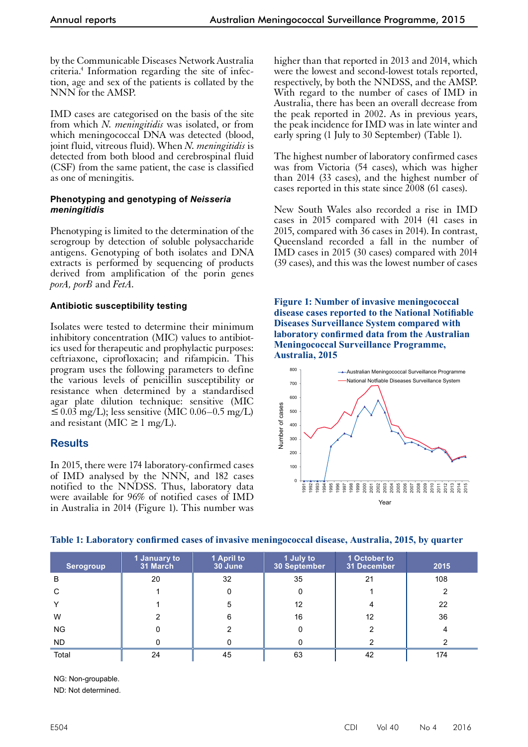by the Communicable Diseases Network Australia criteria.[4] Information regarding the site of infection, age and sex of the patients is collated by the NNN for the AMSP.

IMD cases are categorised on the basis of the site from which *N. meningitidis* was isolated, or from which meningococcal DNA was detected (blood, joint fluid, vitreous fluid). When *N. meningitidis* is detected from both blood and cerebrospinal fluid (CSF) from the same patient, the case is classified as one of meningitis.

### Phenotyping and genotyping of *Neisseria meningitidis*

Phenotyping is limited to the determination of the serogroup by detection of soluble polysaccharide antigens. Genotyping of both isolates and DNA extracts is performed by sequencing of products derived from amplification of the porin genes *porA, porB* and *FetA*.

### Antibiotic susceptibility testing

Isolates were tested to determine their minimum inhibitory concentration (MIC) values to antibiotics used for therapeutic and prophylactic purposes: ceftriaxone, ciprofloxacin; and rifampicin. This program uses the following parameters to define the various levels of penicillin susceptibility or resistance when determined by a standardised agar plate dilution technique: sensitive (MIC ≤ 0.03 mg/L); less sensitive (MIC 0.06–0.5 mg/L) and resistant (MIC ≥ 1 mg/L).

## Results

In 2015, there were 174 laboratory-confirmed cases of IMD analysed by the NNN, and 182 cases notified to the NNDSS. Thus, laboratory data were available for 96% of notified cases of IMD in Australia in 2014 (Figure 1). This number was higher than that reported in 2013 and 2014, which were the lowest and second-lowest totals reported, respectively, by both the NNDSS, and the AMSP. With regard to the number of cases of IMD in Australia, there has been an overall decrease from the peak reported in 2002. As in previous years, the peak incidence for IMD was in late winter and early spring (1 July to 30 September) (Table 1).

The highest number of laboratory confirmed cases was from Victoria (54 cases), which was higher than 2014 (33 cases), and the highest number of cases reported in this state since 2008 (61 cases).

New South Wales also recorded a rise in IMD cases in 2015 compared with 2014 (41 cases in 2015, compared with 36 cases in 2014). In contrast, Queensland recorded a fall in the number of IMD cases in 2015 (30 cases) compared with 2014 (39 cases), and this was the lowest number of cases

**Figure 1: Number of invasive meningococcal disease cases reported to the National Notifiable Diseases Surveillance System compared with laboratory confirmed data from the Australian Meningococcal Surveillance Programme, Australia, 2015**

**Table 1: Laboratory confirmed cases of invasive meningococcal disease, Australia, 2015, by quarter**

| Serogroup | 1 January to 31 March | 1 April to 30 June | 1 July to 30 September | 1 October to 31 December | 2015 |
|---|---|---|---|---|---|
| B | 20 | 32 | 35 | 21 | 108 |
| C | 1 | 0 | 0 | 1 | 2 |
| Y | 1 | 5 | 12 | 4 | 22 |
| W | 2 | 6 | 16 | 12 | 36 |
| NG | 0 | 2 | 0 | 2 | 4 |
| ND | 0 | 0 | 0 | 2 | 2 |
| Total | 24 | 45 | 63 | 42 | 174 |

NG: Non-groupable.

ND: Not determined.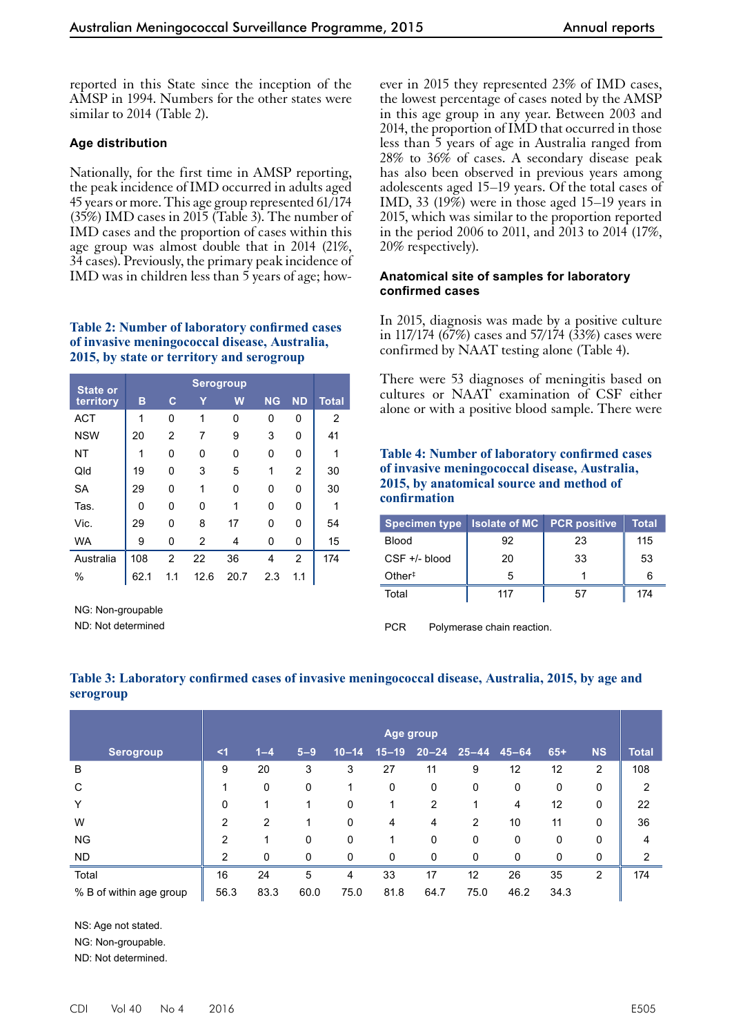reported in this State since the inception of the AMSP in 1994. Numbers for the other states were similar to 2014 (Table 2).

### Age distribution

Nationally, for the first time in AMSP reporting, the peak incidence of IMD occurred in adults aged 45 years or more. This age group represented 61/174 (35%) IMD cases in 2015 (Table 3). The number of IMD cases and the proportion of cases within this age group was almost double that in 2014 (21%, 34 cases). Previously, the primary peak incidence of IMD was in children less than 5 years of age; however in 2015 they represented 23% of IMD cases, the lowest percentage of cases noted by the AMSP in this age group in any year. Between 2003 and 2014, the proportion of IMD that occurred in those less than 5 years of age in Australia ranged from 28% to 36% of cases. A secondary disease peak has also been observed in previous years among adolescents aged 15–19 years. Of the total cases of IMD, 33 (19%) were in those aged 15–19 years in 2015, which was similar to the proportion reported in the period 2006 to 2011, and 2013 to 2014 (17%, 20% respectively).

**Table 2: Number of laboratory confirmed cases of invasive meningococcal disease, Australia, 2015, by state or territory and serogroup**

| State or territory | Serogroup | | | | | | Total |
|---|---|---|---|---|---|---|---|
| | B | C | Y | W | NG | ND | |
| ACT | 1 | 0 | 1 | 0 | 0 | 0 | 2 |
| NSW | 20 | 2 | 7 | 9 | 3 | 0 | 41 |
| NT | 1 | 0 | 0 | 0 | 0 | 0 | 1 |
| Qld | 19 | 0 | 3 | 5 | 1 | 2 | 30 |
| SA | 29 | 0 | 1 | 0 | 0 | 0 | 30 |
| Tas. | 0 | 0 | 0 | 1 | 0 | 0 | 1 |
| Vic. | 29 | 0 | 8 | 17 | 0 | 0 | 54 |
| WA | 9 | 0 | 2 | 4 | 0 | 0 | 15 |
| Australia | 108 | 2 | 22 | 36 | 4 | 2 | 174 |
| % | 62.1 | 1.1 | 12.6 | 20.7 | 2.3 | 1.1 | |

NG: Non-groupable

ND: Not determined

### Anatomical site of samples for laboratory confirmed cases

In 2015, diagnosis was made by a positive culture in 117/174 (67%) cases and 57/174 (33%) cases were confirmed by NAAT testing alone (Table 4).

There were 53 diagnoses of meningitis based on cultures or NAAT examination of CSF either alone or with a positive blood sample. There were

**Table 4: Number of laboratory confirmed cases of invasive meningococcal disease, Australia, 2015, by anatomical source and method of confirmation**

| Specimen type | Isolate of MC | PCR positive | Total |
|---|---|---|---|
| Blood | 92 | 23 | 115 |
| CSF +/- blood | 20 | 33 | 53 |
| Other‡ | 5 | 1 | 6 |
| Total | 117 | 57 | 174 |

PCR Polymerase chain reaction.

**Table 3: Laboratory confirmed cases of invasive meningococcal disease, Australia, 2015, by age and serogroup**

| Serogroup | Age group | | | | | | | | | | Total |
|---|---|---|---|---|---|---|---|---|---|---|---|
| | <1 | 1–4 | 5–9 | 10–14 | 15–19 | 20–24 | 25–44 | 45–64 | 65+ | NS | |
| B | 9 | 20 | 3 | 3 | 27 | 11 | 9 | 12 | 12 | 2 | 108 |
| C | 1 | 0 | 0 | 1 | 0 | 0 | 0 | 0 | 0 | 0 | 2 |
| Y | 0 | 1 | 1 | 0 | 1 | 2 | 1 | 4 | 12 | 0 | 22 |
| W | 2 | 2 | 1 | 0 | 4 | 4 | 2 | 10 | 11 | 0 | 36 |
| NG | 2 | 1 | 0 | 0 | 1 | 0 | 0 | 0 | 0 | 0 | 4 |
| ND | 2 | 0 | 0 | 0 | 0 | 0 | 0 | 0 | 0 | 0 | 2 |
| Total | 16 | 24 | 5 | 4 | 33 | 17 | 12 | 26 | 35 | 2 | 174 |
| % B of within age group | 56.3 | 83.3 | 60.0 | 75.0 | 81.8 | 64.7 | 75.0 | 46.2 | 34.3 | | |

NS: Age not stated.

NG: Non-groupable.

ND: Not determined.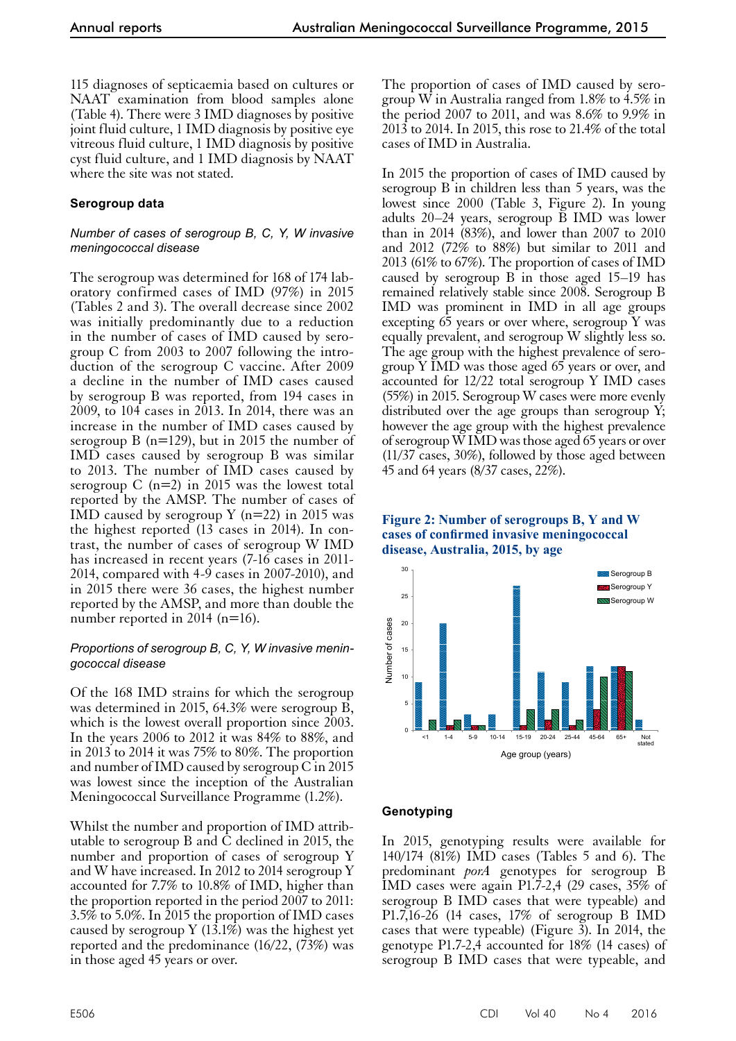115 diagnoses of septicaemia based on cultures or NAAT examination from blood samples alone (Table 4). There were 3 IMD diagnoses by positive joint fluid culture, 1 IMD diagnosis by positive eye vitreous fluid culture, 1 IMD diagnosis by positive cyst fluid culture, and 1 IMD diagnosis by NAAT where the site was not stated.

## Serogroup data

### *Number of cases of serogroup B, C, Y, W invasive meningococcal disease*

The serogroup was determined for 168 of 174 laboratory confirmed cases of IMD (97%) in 2015 (Tables 2 and 3). The overall decrease since 2002 was initially predominantly due to a reduction in the number of cases of IMD caused by serogroup C from 2003 to 2007 following the introduction of the serogroup C vaccine. After 2009 a decline in the number of IMD cases caused by serogroup B was reported, from 194 cases in 2009, to 104 cases in 2013. In 2014, there was an increase in the number of IMD cases caused by serogroup B (n=129), but in 2015 the number of IMD cases caused by serogroup B was similar to 2013. The number of IMD cases caused by serogroup C (n=2) in 2015 was the lowest total reported by the AMSP. The number of cases of IMD caused by serogroup Y (n=22) in 2015 was the highest reported (13 cases in 2014). In contrast, the number of cases of serogroup W IMD has increased in recent years (7-16 cases in 2011-2014, compared with 4-9 cases in 2007-2010), and in 2015 there were 36 cases, the highest number reported by the AMSP, and more than double the number reported in 2014 (n=16).

### *Proportions of serogroup B, C, Y, W invasive meningococcal disease*

Of the 168 IMD strains for which the serogroup was determined in 2015, 64.3% were serogroup B, which is the lowest overall proportion since 2003. In the years 2006 to 2012 it was 84% to 88%, and in 2013 to 2014 it was 75% to 80%. The proportion and number of IMD caused by serogroup C in 2015 was lowest since the inception of the Australian Meningococcal Surveillance Programme (1.2%).

Whilst the number and proportion of IMD attributable to serogroup B and C declined in 2015, the number and proportion of cases of serogroup Y and W have increased. In 2012 to 2014 serogroup Y accounted for 7.7% to 10.8% of IMD, higher than the proportion reported in the period 2007 to 2011: 3.5% to 5.0%. In 2015 the proportion of IMD cases caused by serogroup Y (13.1%) was the highest yet reported and the predominance (16/22, (73%) was in those aged 45 years or over.

The proportion of cases of IMD caused by serogroup W in Australia ranged from 1.8% to 4.5% in the period 2007 to 2011, and was 8.6% to 9.9% in 2013 to 2014. In 2015, this rose to 21.4% of the total cases of IMD in Australia.

In 2015 the proportion of cases of IMD caused by serogroup B in children less than 5 years, was the lowest since 2000 (Table 3, Figure 2). In young adults 20–24 years, serogroup B IMD was lower than in 2014 (83%), and lower than 2007 to 2010 and 2012 (72% to 88%) but similar to 2011 and 2013 (61% to 67%). The proportion of cases of IMD caused by serogroup B in those aged 15–19 has remained relatively stable since 2008. Serogroup B IMD was prominent in IMD in all age groups excepting 65 years or over where, serogroup Y was equally prevalent, and serogroup W slightly less so. The age group with the highest prevalence of serogroup Y IMD was those aged 65 years or over, and accounted for 12/22 total serogroup Y IMD cases (55%) in 2015. Serogroup W cases were more evenly distributed over the age groups than serogroup Y; however the age group with the highest prevalence of serogroup W IMD was those aged 65 years or over (11/37 cases, 30%), followed by those aged between 45 and 64 years (8/37 cases, 22%).

**Figure 2: Number of serogroups B, Y and W cases of confirmed invasive meningococcal disease, Australia, 2015, by age**

## Genotyping

In 2015, genotyping results were available for 140/174 (81%) IMD cases (Tables 5 and 6). The predominant *porA* genotypes for serogroup B IMD cases were again P1.7-2,4 (29 cases, 35% of serogroup B IMD cases that were typeable) and P1.7,16-26 (14 cases, 17% of serogroup B IMD cases that were typeable) (Figure 3). In 2014, the genotype P1.7-2,4 accounted for 18% (14 cases) of serogroup B IMD cases that were typeable, and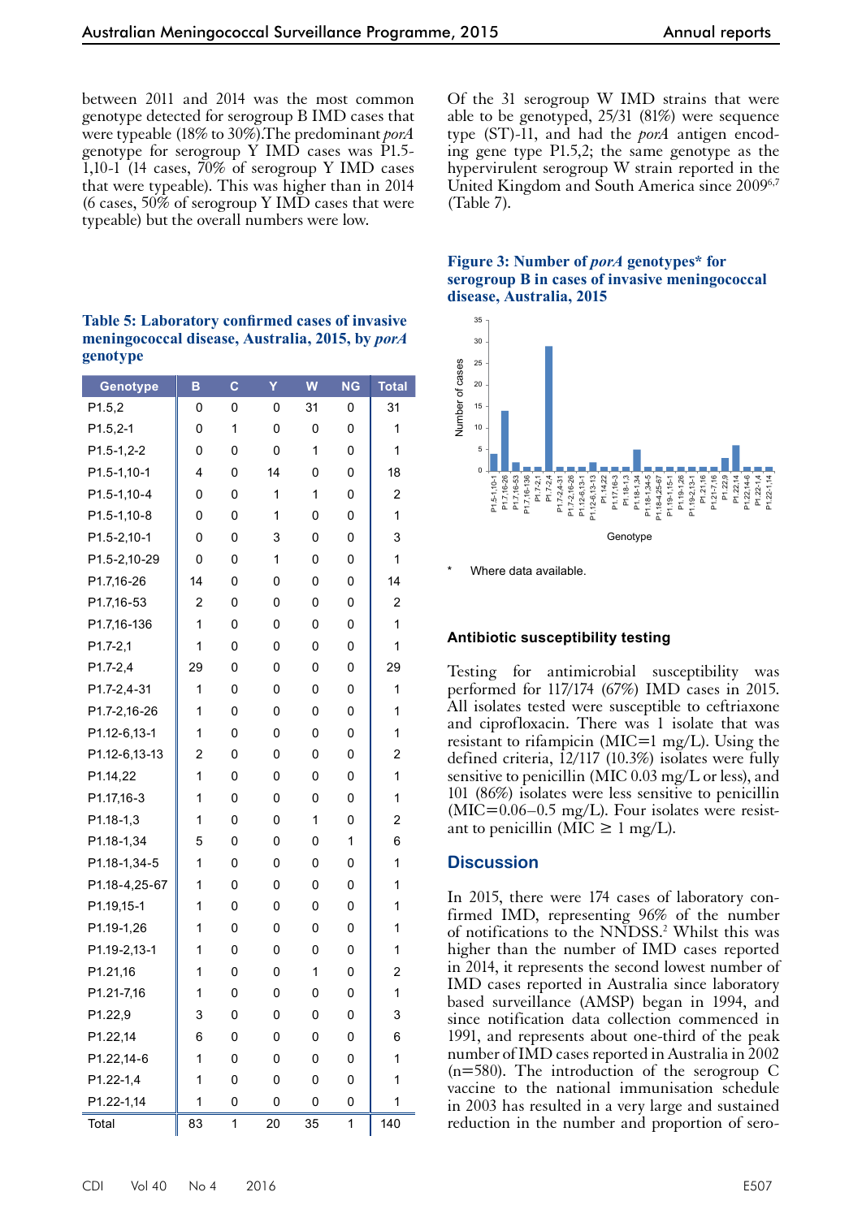between 2011 and 2014 was the most common genotype detected for serogroup B IMD cases that were typeable (18% to 30%).The predominant *porA* genotype for serogroup Y IMD cases was P1.5-1,10-1 (14 cases, 70% of serogroup Y IMD cases that were typeable). This was higher than in 2014 (6 cases, 50% of serogroup Y IMD cases that were typeable) but the overall numbers were low.

**Table 5: Laboratory confirmed cases of invasive meningococcal disease, Australia, 2015, by *porA* genotype**

| Genotype | B | C | Y | W | NG | Total |
|---|---|---|---|---|---|---|
| P1.5,2 | 0 | 0 | 0 | 31 | 0 | 31 |
| P1.5,2-1 | 0 | 1 | 0 | 0 | 0 | 1 |
| P1.5-1,2-2 | 0 | 0 | 0 | 1 | 0 | 1 |
| P1.5-1,10-1 | 4 | 0 | 14 | 0 | 0 | 18 |
| P1.5-1,10-4 | 0 | 0 | 1 | 1 | 0 | 2 |
| P1.5-1,10-8 | 0 | 0 | 1 | 0 | 0 | 1 |
| P1.5-2,10-1 | 0 | 0 | 3 | 0 | 0 | 3 |
| P1.5-2,10-29 | 0 | 0 | 1 | 0 | 0 | 1 |
| P1.7,16-26 | 14 | 0 | 0 | 0 | 0 | 14 |
| P1.7,16-53 | 2 | 0 | 0 | 0 | 0 | 2 |
| P1.7,16-136 | 1 | 0 | 0 | 0 | 0 | 1 |
| P1.7-2,1 | 1 | 0 | 0 | 0 | 0 | 1 |
| P1.7-2,4 | 29 | 0 | 0 | 0 | 0 | 29 |
| P1.7-2,4-31 | 1 | 0 | 0 | 0 | 0 | 1 |
| P1.7-2,16-26 | 1 | 0 | 0 | 0 | 0 | 1 |
| P1.12-6,13-1 | 1 | 0 | 0 | 0 | 0 | 1 |
| P1.12-6,13-13 | 2 | 0 | 0 | 0 | 0 | 2 |
| P1.14,22 | 1 | 0 | 0 | 0 | 0 | 1 |
| P1.17,16-3 | 1 | 0 | 0 | 0 | 0 | 1 |
| P1.18-1,3 | 1 | 0 | 0 | 1 | 0 | 2 |
| P1.18-1,34 | 5 | 0 | 0 | 0 | 1 | 6 |
| P1.18-1,34-5 | 1 | 0 | 0 | 0 | 0 | 1 |
| P1.18-4,25-67 | 1 | 0 | 0 | 0 | 0 | 1 |
| P1.19,15-1 | 1 | 0 | 0 | 0 | 0 | 1 |
| P1.19-1,26 | 1 | 0 | 0 | 0 | 0 | 1 |
| P1.19-2,13-1 | 1 | 0 | 0 | 0 | 0 | 1 |
| P1.21,16 | 1 | 0 | 0 | 1 | 0 | 2 |
| P1.21-7,16 | 1 | 0 | 0 | 0 | 0 | 1 |
| P1.22,9 | 3 | 0 | 0 | 0 | 0 | 3 |
| P1.22,14 | 6 | 0 | 0 | 0 | 0 | 6 |
| P1.22,14-6 | 1 | 0 | 0 | 0 | 0 | 1 |
| P1.22-1,4 | 1 | 0 | 0 | 0 | 0 | 1 |
| P1.22-1,14 | 1 | 0 | 0 | 0 | 0 | 1 |
| Total | 83 | 1 | 20 | 35 | 1 | 140 |

Of the 31 serogroup W IMD strains that were able to be genotyped, 25/31 (81%) were sequence type (ST)-11, and had the *porA* antigen encoding gene type P1.5,2; the same genotype as the hypervirulent serogroup W strain reported in the United Kingdom and South America since 2009[6,7] (Table 7).

**Figure 3: Number of *porA* genotypes* for serogroup B in cases of invasive meningococcal disease, Australia, 2015**

\* Where data available.

### Antibiotic susceptibility testing

Testing for antimicrobial susceptibility was performed for 117/174 (67%) IMD cases in 2015. All isolates tested were susceptible to ceftriaxone and ciprofloxacin. There was 1 isolate that was resistant to rifampicin (MIC=1 mg/L). Using the defined criteria, 12/117 (10.3%) isolates were fully sensitive to penicillin (MIC 0.03 mg/L or less), and 101 (86%) isolates were less sensitive to penicillin (MIC=0.06–0.5 mg/L). Four isolates were resistant to penicillin (MIC $\geq$ 1 mg/L).

## Discussion

In 2015, there were 174 cases of laboratory confirmed IMD, representing 96% of the number of notifications to the NNDSS.[2] Whilst this was higher than the number of IMD cases reported in 2014, it represents the second lowest number of IMD cases reported in Australia since laboratory based surveillance (AMSP) began in 1994, and since notification data collection commenced in 1991, and represents about one-third of the peak number of IMD cases reported in Australia in 2002 (n=580). The introduction of the serogroup C vaccine to the national immunisation schedule in 2003 has resulted in a very large and sustained reduction in the number and proportion of sero-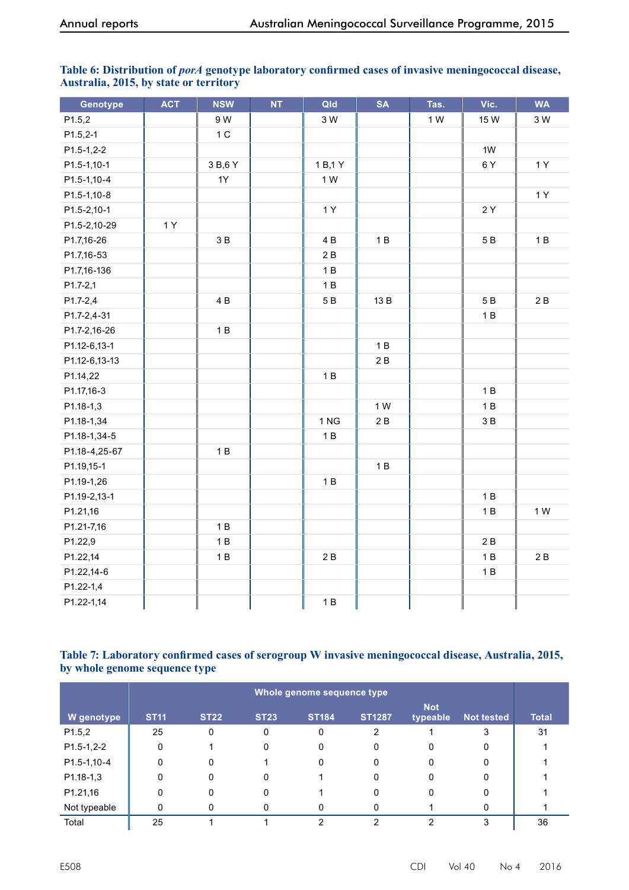**Table 6: Distribution of *porA* genotype laboratory confirmed cases of invasive meningococcal disease, Australia, 2015, by state or territory**

| Genotype | ACT | NSW | NT | Qld | SA | Tas. | Vic. | WA |
|---|---|---|---|---|---|---|---|---|
| P1.5,2 | | 9 W | | 3 W | | 1 W | 15 W | 3 W |
| P1.5,2-1 | | 1 C | | | | | | |
| P1.5-1,2-2 | | | | | | | 1W | |
| P1.5-1,10-1 | | 3 B,6 Y | | 1 B,1 Y | | | 6 Y | 1 Y |
| P1.5-1,10-4 | | 1Y | | 1 W | | | | |
| P1.5-1,10-8 | | | | | | | | 1 Y |
| P1.5-2,10-1 | | | | 1 Y | | | 2 Y | |
| P1.5-2,10-29 | 1 Y | | | | | | | |
| P1.7,16-26 | | 3 B | | 4 B | 1 B | | 5 B | 1 B |
| P1.7,16-53 | | | | 2 B | | | | |
| P1.7,16-136 | | | | 1 B | | | | |
| P1.7-2,1 | | | | 1 B | | | | |
| P1.7-2,4 | | 4 B | | 5 B | 13 B | | 5 B | 2 B |
| P1.7-2,4-31 | | | | | | | 1 B | |
| P1.7-2,16-26 | | 1 B | | | | | | |
| P1.12-6,13-1 | | | | | 1 B | | | |
| P1.12-6,13-13 | | | | | 2 B | | | |
| P1.14,22 | | | | 1 B | | | | |
| P1.17,16-3 | | | | | | | 1 B | |
| P1.18-1,3 | | | | | 1 W | | 1 B | |
| P1.18-1,34 | | | | 1 NG | 2 B | | 3 B | |
| P1.18-1,34-5 | | | | 1 B | | | | |
| P1.18-4,25-67 | | 1 B | | | | | | |
| P1.19,15-1 | | | | | 1 B | | | |
| P1.19-1,26 | | | | 1 B | | | | |
| P1.19-2,13-1 | | | | | | | 1 B | |
| P1.21,16 | | | | | | | 1 B | 1 W |
| P1.21-7,16 | | 1 B | | | | | | |
| P1.22,9 | | 1 B | | | | | 2 B | |
| P1.22,14 | | 1 B | | 2 B | | | 1 B | 2 B |
| P1.22,14-6 | | | | | | | 1 B | |
| P1.22-1,4 | | | | | | | | |
| P1.22-1,14 | | | | 1 B | | | | |

**Table 7: Laboratory confirmed cases of serogroup W invasive meningococcal disease, Australia, 2015, by whole genome sequence type**

| | Whole genome sequence type | | | | | | | |
|---|---|---|---|---|---|---|---|---|
| W genotype | ST11 | ST22 | ST23 | ST184 | ST1287 | Not typeable | Not tested | Total |
| P1.5,2 | 25 | 0 | 0 | 0 | 2 | 1 | 3 | 31 |
| P1.5-1,2-2 | 0 | 1 | 0 | 0 | 0 | 0 | 0 | 1 |
| P1.5-1,10-4 | 0 | 0 | 1 | 0 | 0 | 0 | 0 | 1 |
| P1.18-1,3 | 0 | 0 | 0 | 1 | 0 | 0 | 0 | 1 |
| P1.21,16 | 0 | 0 | 0 | 1 | 0 | 0 | 0 | 1 |
| Not typeable | 0 | 0 | 0 | 0 | 0 | 1 | 0 | 1 |
| Total | 25 | 1 | 1 | 2 | 2 | 2 | 3 | 36 |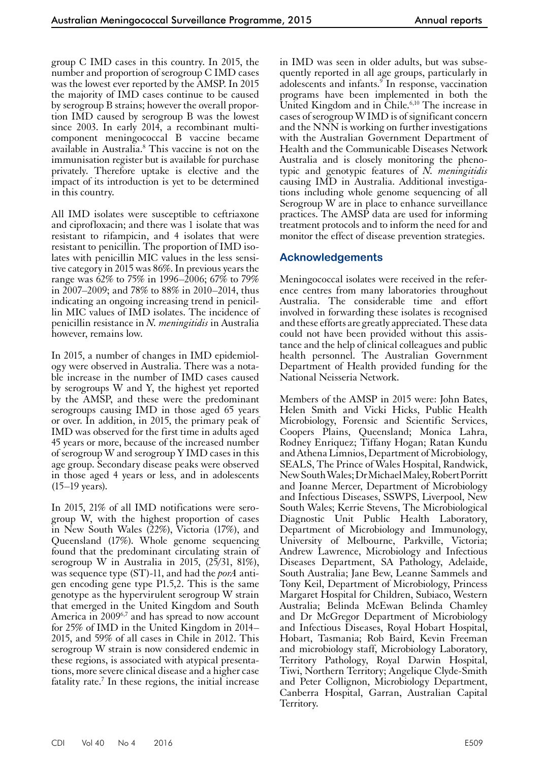group C IMD cases in this country. In 2015, the number and proportion of serogroup C IMD cases was the lowest ever reported by the AMSP. In 2015 the majority of IMD cases continue to be caused by serogroup B strains; however the overall proportion IMD caused by serogroup B was the lowest since 2003. In early 2014, a recombinant multi-component meningococcal B vaccine became available in Australia.[8] This vaccine is not on the immunisation register but is available for purchase privately. Therefore uptake is elective and the impact of its introduction is yet to be determined in this country.

All IMD isolates were susceptible to ceftriaxone and ciprofloxacin; and there was 1 isolate that was resistant to rifampicin, and 4 isolates that were resistant to penicillin. The proportion of IMD isolates with penicillin MIC values in the less sensitive category in 2015 was 86%. In previous years the range was 62% to 75% in 1996–2006; 67% to 79% in 2007–2009; and 78% to 88% in 2010–2014, thus indicating an ongoing increasing trend in penicillin MIC values of IMD isolates. The incidence of penicillin resistance in *N. meningitidis* in Australia however, remains low.

In 2015, a number of changes in IMD epidemiology were observed in Australia. There was a notable increase in the number of IMD cases caused by serogroups W and Y, the highest yet reported by the AMSP, and these were the predominant serogroups causing IMD in those aged 65 years or over. In addition, in 2015, the primary peak of IMD was observed for the first time in adults aged 45 years or more, because of the increased number of serogroup W and serogroup Y IMD cases in this age group. Secondary disease peaks were observed in those aged 4 years or less, and in adolescents (15–19 years).

In 2015, 21% of all IMD notifications were serogroup W, with the highest proportion of cases in New South Wales (22%), Victoria (17%), and Queensland (17%). Whole genome sequencing found that the predominant circulating strain of serogroup W in Australia in 2015, (25/31, 81%), was sequence type (ST)-11, and had the *porA* antigen encoding gene type P1.5,2. This is the same genotype as the hypervirulent serogroup W strain that emerged in the United Kingdom and South America in 2009[6,7] and has spread to now account for 25% of IMD in the United Kingdom in 2014–2015, and 59% of all cases in Chile in 2012. This serogroup W strain is now considered endemic in these regions, is associated with atypical presentations, more severe clinical disease and a higher case fatality rate.[7] In these regions, the initial increase in IMD was seen in older adults, but was subsequently reported in all age groups, particularly in adolescents and infants.[9] In response, vaccination programs have been implemented in both the United Kingdom and in Chile.[6,10] The increase in cases of serogroup W IMD is of significant concern and the NNN is working on further investigations with the Australian Government Department of Health and the Communicable Diseases Network Australia and is closely monitoring the phenotypic and genotypic features of *N. meningitidis* causing IMD in Australia. Additional investigations including whole genome sequencing of all Serogroup W are in place to enhance surveillance practices. The AMSP data are used for informing treatment protocols and to inform the need for and monitor the effect of disease prevention strategies.

## Acknowledgements

Meningococcal isolates were received in the reference centres from many laboratories throughout Australia. The considerable time and effort involved in forwarding these isolates is recognised and these efforts are greatly appreciated. These data could not have been provided without this assistance and the help of clinical colleagues and public health personnel. The Australian Government Department of Health provided funding for the National Neisseria Network.

Members of the AMSP in 2015 were: John Bates, Helen Smith and Vicki Hicks, Public Health Microbiology, Forensic and Scientific Services, Coopers Plains, Queensland; Monica Lahra, Rodney Enriquez; Tiffany Hogan; Ratan Kundu and Athena Limnios, Department of Microbiology, SEALS, The Prince of Wales Hospital, Randwick, New South Wales; Dr Michael Maley, Robert Porritt and Joanne Mercer, Department of Microbiology and Infectious Diseases, SSWPS, Liverpool, New South Wales; Kerrie Stevens, The Microbiological Diagnostic Unit Public Health Laboratory, Department of Microbiology and Immunology, University of Melbourne, Parkville, Victoria; Andrew Lawrence, Microbiology and Infectious Diseases Department, SA Pathology, Adelaide, South Australia; Jane Bew, Leanne Sammels and Tony Keil, Department of Microbiology, Princess Margaret Hospital for Children, Subiaco, Western Australia; Belinda McEwan Belinda Chamley and Dr McGregor Department of Microbiology and Infectious Diseases, Royal Hobart Hospital, Hobart, Tasmania; Rob Baird, Kevin Freeman and microbiology staff, Microbiology Laboratory, Territory Pathology, Royal Darwin Hospital, Tiwi, Northern Territory; Angelique Clyde-Smith and Peter Collignon, Microbiology Department, Canberra Hospital, Garran, Australian Capital Territory.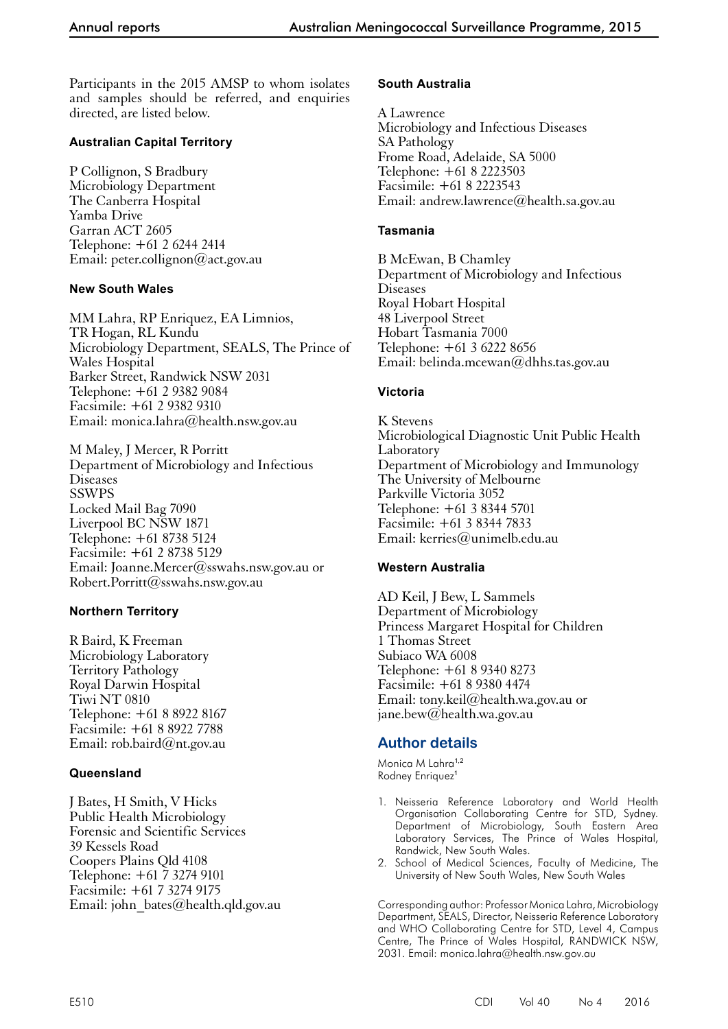Participants in the 2015 AMSP to whom isolates and samples should be referred, and enquiries directed, are listed below.

### Australian Capital Territory

P Collignon, S Bradbury
Microbiology Department
The Canberra Hospital
Yamba Drive
Garran ACT 2605
Telephone: +61 2 6244 2414
Email: peter.collignon@act.gov.au

### New South Wales

MM Lahra, RP Enriquez, EA Limnios, TR Hogan, RL Kundu
Microbiology Department, SEALS, The Prince of Wales Hospital
Barker Street, Randwick NSW 2031
Telephone: +61 2 9382 9084
Facsimile: +61 2 9382 9310
Email: monica.lahra@health.nsw.gov.au

M Maley, J Mercer, R Porritt
Department of Microbiology and Infectious Diseases
SSWPS
Locked Mail Bag 7090
Liverpool BC NSW 1871
Telephone: +61 8738 5124
Facsimile: +61 2 8738 5129
Email: Joanne.Mercer@sswahs.nsw.gov.au or Robert.Porritt@sswahs.nsw.gov.au

### Northern Territory

R Baird, K Freeman
Microbiology Laboratory
Territory Pathology
Royal Darwin Hospital
Tiwi NT 0810
Telephone: +61 8 8922 8167
Facsimile: +61 8 8922 7788
Email: rob.baird@nt.gov.au

### Queensland

J Bates, H Smith, V Hicks
Public Health Microbiology
Forensic and Scientific Services
39 Kessels Road
Coopers Plains Qld 4108
Telephone: +61 7 3274 9101
Facsimile: +61 7 3274 9175
Email: john_bates@health.qld.gov.au

### South Australia

A Lawrence
Microbiology and Infectious Diseases
SA Pathology
Frome Road, Adelaide, SA 5000
Telephone: +61 8 2223503
Facsimile: +61 8 2223543
Email: andrew.lawrence@health.sa.gov.au

### Tasmania

B McEwan, B Chamley
Department of Microbiology and Infectious Diseases
Royal Hobart Hospital
48 Liverpool Street
Hobart Tasmania 7000
Telephone: +61 3 6222 8656
Email: belinda.mcewan@dhhs.tas.gov.au

### Victoria

K Stevens
Microbiological Diagnostic Unit Public Health Laboratory
Department of Microbiology and Immunology
The University of Melbourne
Parkville Victoria 3052
Telephone: +61 3 8344 5701
Facsimile: +61 3 8344 7833
Email: kerries@unimelb.edu.au

### Western Australia

AD Keil, J Bew, L Sammels
Department of Microbiology
Princess Margaret Hospital for Children
1 Thomas Street
Subiaco WA 6008
Telephone: +61 8 9340 8273
Facsimile: +61 8 9380 4474
Email: tony.keil@health.wa.gov.au or jane.bew@health.wa.gov.au

## Author details

Monica M Lahra[1,2]
Rodney Enriquez[1]

1. Neisseria Reference Laboratory and World Health Organisation Collaborating Centre for STD, Sydney. Department of Microbiology, South Eastern Area Laboratory Services, The Prince of Wales Hospital, Randwick, New South Wales.
2. School of Medical Sciences, Faculty of Medicine, The University of New South Wales, New South Wales

Corresponding author: Professor Monica Lahra, Microbiology Department, SEALS, Director, Neisseria Reference Laboratory and WHO Collaborating Centre for STD, Level 4, Campus Centre, The Prince of Wales Hospital, RANDWICK NSW, 2031. Email: monica.lahra@health.nsw.gov.au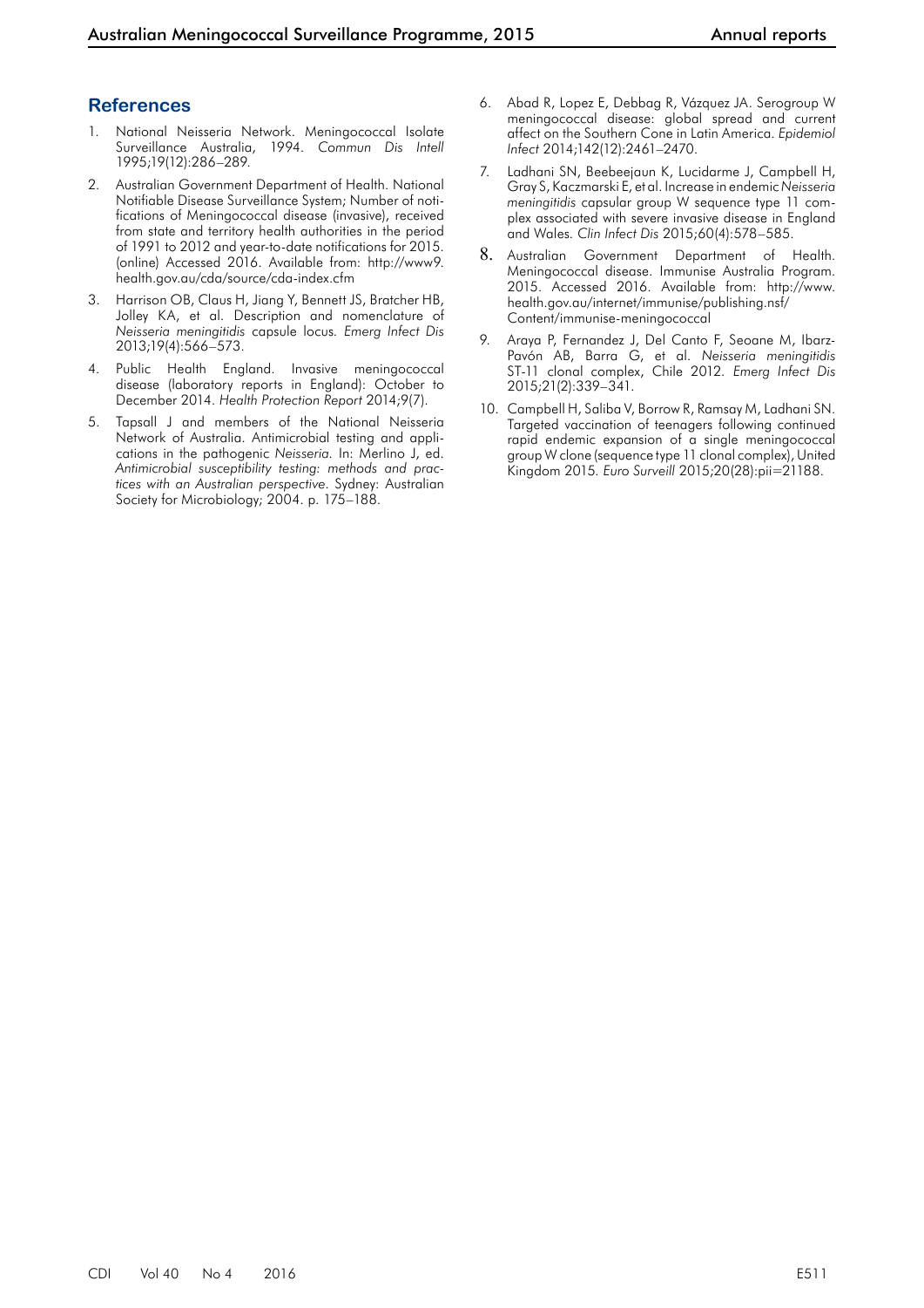## References

1. National Neisseria Network. Meningococcal Isolate Surveillance Australia, 1994. *Commun Dis Intell* 1995;19(12):286–289.
2. Australian Government Department of Health. National Notifiable Disease Surveillance System; Number of notifications of Meningococcal disease (invasive), received from state and territory health authorities in the period of 1991 to 2012 and year-to-date notifications for 2015. (online) Accessed 2016. Available from: http://www9.health.gov.au/cda/source/cda-index.cfm
3. Harrison OB, Claus H, Jiang Y, Bennett JS, Bratcher HB, Jolley KA, et al. Description and nomenclature of *Neisseria meningitidis* capsule locus. *Emerg Infect Dis* 2013;19(4):566–573.
4. Public Health England. Invasive meningococcal disease (laboratory reports in England): October to December 2014. *Health Protection Report* 2014;9(7).
5. Tapsall J and members of the National Neisseria Network of Australia. Antimicrobial testing and applications in the pathogenic *Neisseria*. In: Merlino J, ed. *Antimicrobial susceptibility testing: methods and practices with an Australian perspective*. Sydney: Australian Society for Microbiology; 2004. p. 175–188.
6. Abad R, Lopez E, Debbag R, Vázquez JA. Serogroup W meningococcal disease: global spread and current affect on the Southern Cone in Latin America. *Epidemiol Infect* 2014;142(12):2461–2470.
7. Ladhani SN, Beebeejaun K, Lucidarme J, Campbell H, Gray S, Kaczmarski E, et al. Increase in endemic *Neisseria meningitidis* capsular group W sequence type 11 complex associated with severe invasive disease in England and Wales. *Clin Infect Dis* 2015;60(4):578–585.
8. Australian Government Department of Health. Meningococcal disease. Immunise Australia Program. 2015. Accessed 2016. Available from: http://www.health.gov.au/internet/immunise/publishing.nsf/Content/immunise-meningococcal
9. Araya P, Fernandez J, Del Canto F, Seoane M, Ibarz-Pavón AB, Barra G, et al. *Neisseria meningitidis* ST-11 clonal complex, Chile 2012. *Emerg Infect Dis* 2015;21(2):339–341.
10. Campbell H, Saliba V, Borrow R, Ramsay M, Ladhani SN. Targeted vaccination of teenagers following continued rapid endemic expansion of a single meningococcal group W clone (sequence type 11 clonal complex), United Kingdom 2015. *Euro Surveill* 2015;20(28):pii=21188.